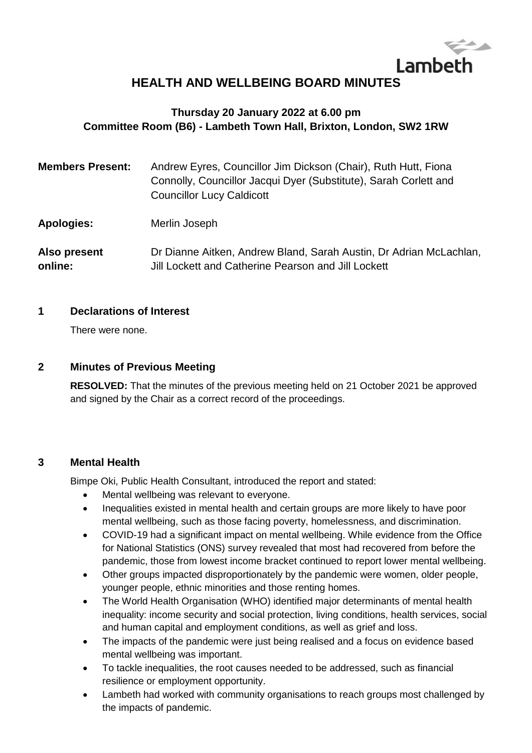# HEALTH AND WELLBEING BOARD MINUTES

**Thursday 20 January 2022 at 6.00 pm**
**Committee Room (B6) - Lambeth Town Hall, Brixton, London, SW2 1RW**

| | |
|---|---|
| **Members Present:** | Andrew Eyres, Councillor Jim Dickson (Chair), Ruth Hutt, Fiona Connolly, Councillor Jacqui Dyer (Substitute), Sarah Corlett and Councillor Lucy Caldicott |
| **Apologies:** | Merlin Joseph |
| **Also present online:** | Dr Dianne Aitken, Andrew Bland, Sarah Austin, Dr Adrian McLachlan, Jill Lockett and Catherine Pearson and Jill Lockett |

## 1 Declarations of Interest

There were none.

## 2 Minutes of Previous Meeting

**RESOLVED:** That the minutes of the previous meeting held on 21 October 2021 be approved and signed by the Chair as a correct record of the proceedings.

## 3 Mental Health

Bimpe Oki, Public Health Consultant, introduced the report and stated:

- Mental wellbeing was relevant to everyone.
- Inequalities existed in mental health and certain groups are more likely to have poor mental wellbeing, such as those facing poverty, homelessness, and discrimination.
- COVID-19 had a significant impact on mental wellbeing. While evidence from the Office for National Statistics (ONS) survey revealed that most had recovered from before the pandemic, those from lowest income bracket continued to report lower mental wellbeing.
- Other groups impacted disproportionately by the pandemic were women, older people, younger people, ethnic minorities and those renting homes.
- The World Health Organisation (WHO) identified major determinants of mental health inequality: income security and social protection, living conditions, health services, social and human capital and employment conditions, as well as grief and loss.
- The impacts of the pandemic were just being realised and a focus on evidence based mental wellbeing was important.
- To tackle inequalities, the root causes needed to be addressed, such as financial resilience or employment opportunity.
- Lambeth had worked with community organisations to reach groups most challenged by the impacts of pandemic.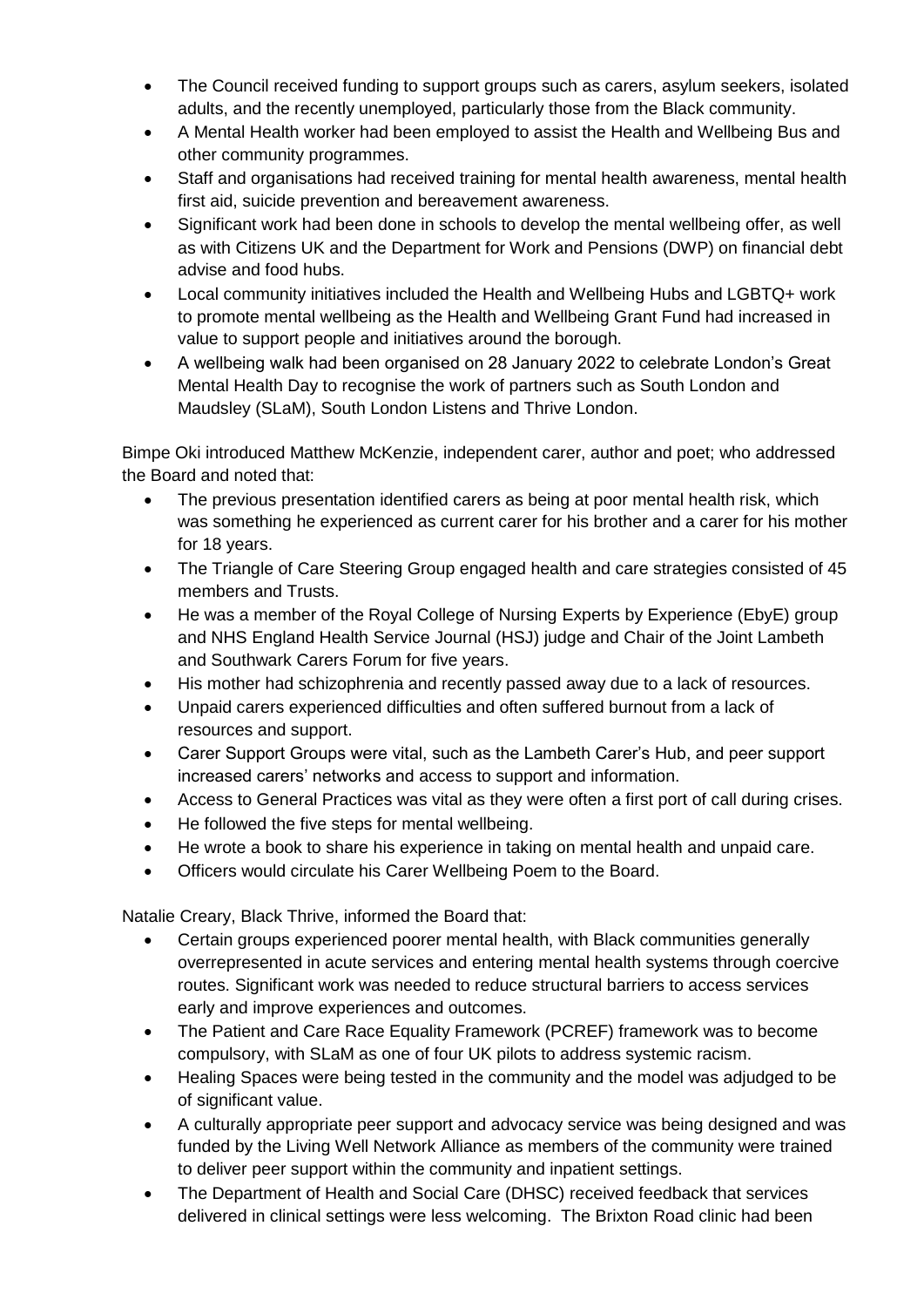- The Council received funding to support groups such as carers, asylum seekers, isolated adults, and the recently unemployed, particularly those from the Black community.
- A Mental Health worker had been employed to assist the Health and Wellbeing Bus and other community programmes.
- Staff and organisations had received training for mental health awareness, mental health first aid, suicide prevention and bereavement awareness.
- Significant work had been done in schools to develop the mental wellbeing offer, as well as with Citizens UK and the Department for Work and Pensions (DWP) on financial debt advise and food hubs.
- Local community initiatives included the Health and Wellbeing Hubs and LGBTQ+ work to promote mental wellbeing as the Health and Wellbeing Grant Fund had increased in value to support people and initiatives around the borough.
- A wellbeing walk had been organised on 28 January 2022 to celebrate London's Great Mental Health Day to recognise the work of partners such as South London and Maudsley (SLaM), South London Listens and Thrive London.

Bimpe Oki introduced Matthew McKenzie, independent carer, author and poet; who addressed the Board and noted that:

- The previous presentation identified carers as being at poor mental health risk, which was something he experienced as current carer for his brother and a carer for his mother for 18 years.
- The Triangle of Care Steering Group engaged health and care strategies consisted of 45 members and Trusts.
- He was a member of the Royal College of Nursing Experts by Experience (EbyE) group and NHS England Health Service Journal (HSJ) judge and Chair of the Joint Lambeth and Southwark Carers Forum for five years.
- His mother had schizophrenia and recently passed away due to a lack of resources.
- Unpaid carers experienced difficulties and often suffered burnout from a lack of resources and support.
- Carer Support Groups were vital, such as the Lambeth Carer's Hub, and peer support increased carers' networks and access to support and information.
- Access to General Practices was vital as they were often a first port of call during crises.
- He followed the five steps for mental wellbeing.
- He wrote a book to share his experience in taking on mental health and unpaid care.
- Officers would circulate his Carer Wellbeing Poem to the Board.

Natalie Creary, Black Thrive, informed the Board that:

- Certain groups experienced poorer mental health, with Black communities generally overrepresented in acute services and entering mental health systems through coercive routes. Significant work was needed to reduce structural barriers to access services early and improve experiences and outcomes.
- The Patient and Care Race Equality Framework (PCREF) framework was to become compulsory, with SLaM as one of four UK pilots to address systemic racism.
- Healing Spaces were being tested in the community and the model was adjudged to be of significant value.
- A culturally appropriate peer support and advocacy service was being designed and was funded by the Living Well Network Alliance as members of the community were trained to deliver peer support within the community and inpatient settings.
- The Department of Health and Social Care (DHSC) received feedback that services delivered in clinical settings were less welcoming. The Brixton Road clinic had been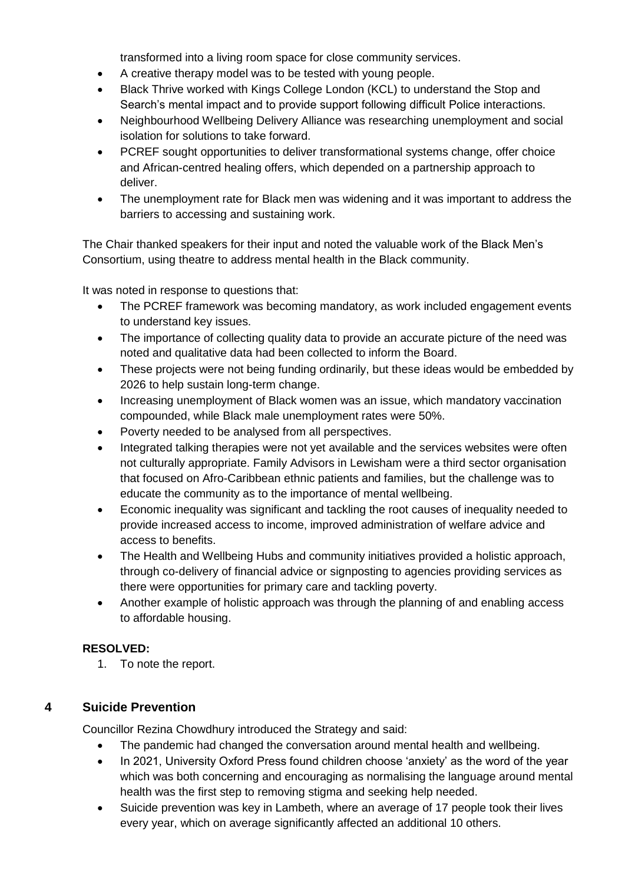transformed into a living room space for close community services.

- A creative therapy model was to be tested with young people.
- Black Thrive worked with Kings College London (KCL) to understand the Stop and Search's mental impact and to provide support following difficult Police interactions.
- Neighbourhood Wellbeing Delivery Alliance was researching unemployment and social isolation for solutions to take forward.
- PCREF sought opportunities to deliver transformational systems change, offer choice and African-centred healing offers, which depended on a partnership approach to deliver.
- The unemployment rate for Black men was widening and it was important to address the barriers to accessing and sustaining work.

The Chair thanked speakers for their input and noted the valuable work of the Black Men's Consortium, using theatre to address mental health in the Black community.

It was noted in response to questions that:

- The PCREF framework was becoming mandatory, as work included engagement events to understand key issues.
- The importance of collecting quality data to provide an accurate picture of the need was noted and qualitative data had been collected to inform the Board.
- These projects were not being funding ordinarily, but these ideas would be embedded by 2026 to help sustain long-term change.
- Increasing unemployment of Black women was an issue, which mandatory vaccination compounded, while Black male unemployment rates were 50%.
- Poverty needed to be analysed from all perspectives.
- Integrated talking therapies were not yet available and the services websites were often not culturally appropriate. Family Advisors in Lewisham were a third sector organisation that focused on Afro-Caribbean ethnic patients and families, but the challenge was to educate the community as to the importance of mental wellbeing.
- Economic inequality was significant and tackling the root causes of inequality needed to provide increased access to income, improved administration of welfare advice and access to benefits.
- The Health and Wellbeing Hubs and community initiatives provided a holistic approach, through co-delivery of financial advice or signposting to agencies providing services as there were opportunities for primary care and tackling poverty.
- Another example of holistic approach was through the planning of and enabling access to affordable housing.

**RESOLVED:**

1. To note the report.

## 4 Suicide Prevention

Councillor Rezina Chowdhury introduced the Strategy and said:

- The pandemic had changed the conversation around mental health and wellbeing.
- In 2021, University Oxford Press found children choose 'anxiety' as the word of the year which was both concerning and encouraging as normalising the language around mental health was the first step to removing stigma and seeking help needed.
- Suicide prevention was key in Lambeth, where an average of 17 people took their lives every year, which on average significantly affected an additional 10 others.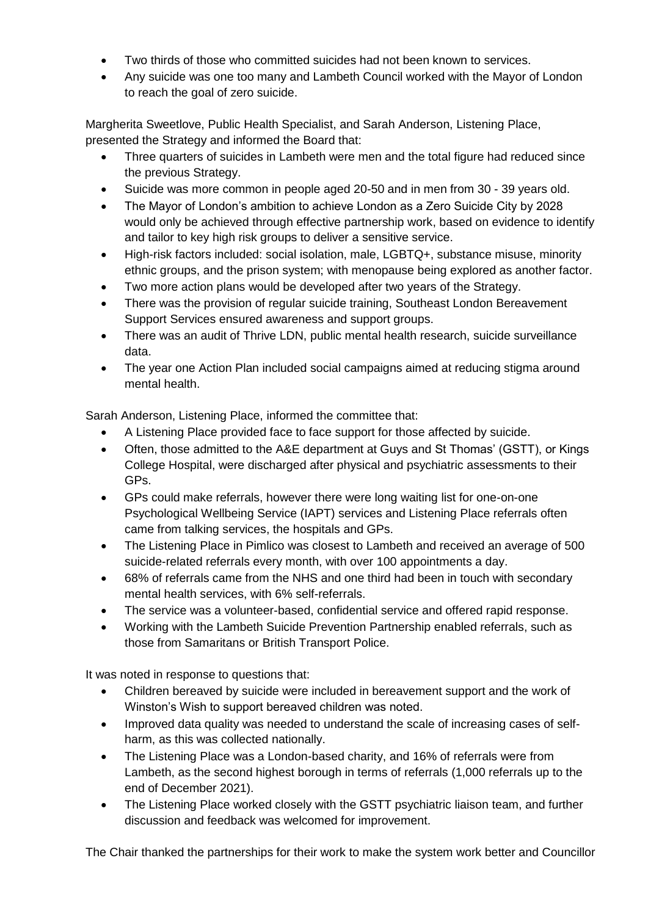- Two thirds of those who committed suicides had not been known to services.
- Any suicide was one too many and Lambeth Council worked with the Mayor of London to reach the goal of zero suicide.

Margherita Sweetlove, Public Health Specialist, and Sarah Anderson, Listening Place, presented the Strategy and informed the Board that:

- Three quarters of suicides in Lambeth were men and the total figure had reduced since the previous Strategy.
- Suicide was more common in people aged 20-50 and in men from 30 - 39 years old.
- The Mayor of London's ambition to achieve London as a Zero Suicide City by 2028 would only be achieved through effective partnership work, based on evidence to identify and tailor to key high risk groups to deliver a sensitive service.
- High-risk factors included: social isolation, male, LGBTQ+, substance misuse, minority ethnic groups, and the prison system; with menopause being explored as another factor.
- Two more action plans would be developed after two years of the Strategy.
- There was the provision of regular suicide training, Southeast London Bereavement Support Services ensured awareness and support groups.
- There was an audit of Thrive LDN, public mental health research, suicide surveillance data.
- The year one Action Plan included social campaigns aimed at reducing stigma around mental health.

Sarah Anderson, Listening Place, informed the committee that:

- A Listening Place provided face to face support for those affected by suicide.
- Often, those admitted to the A&E department at Guys and St Thomas' (GSTT), or Kings College Hospital, were discharged after physical and psychiatric assessments to their GPs.
- GPs could make referrals, however there were long waiting list for one-on-one Psychological Wellbeing Service (IAPT) services and Listening Place referrals often came from talking services, the hospitals and GPs.
- The Listening Place in Pimlico was closest to Lambeth and received an average of 500 suicide-related referrals every month, with over 100 appointments a day.
- 68% of referrals came from the NHS and one third had been in touch with secondary mental health services, with 6% self-referrals.
- The service was a volunteer-based, confidential service and offered rapid response.
- Working with the Lambeth Suicide Prevention Partnership enabled referrals, such as those from Samaritans or British Transport Police.

It was noted in response to questions that:

- Children bereaved by suicide were included in bereavement support and the work of Winston's Wish to support bereaved children was noted.
- Improved data quality was needed to understand the scale of increasing cases of self-harm, as this was collected nationally.
- The Listening Place was a London-based charity, and 16% of referrals were from Lambeth, as the second highest borough in terms of referrals (1,000 referrals up to the end of December 2021).
- The Listening Place worked closely with the GSTT psychiatric liaison team, and further discussion and feedback was welcomed for improvement.

The Chair thanked the partnerships for their work to make the system work better and Councillor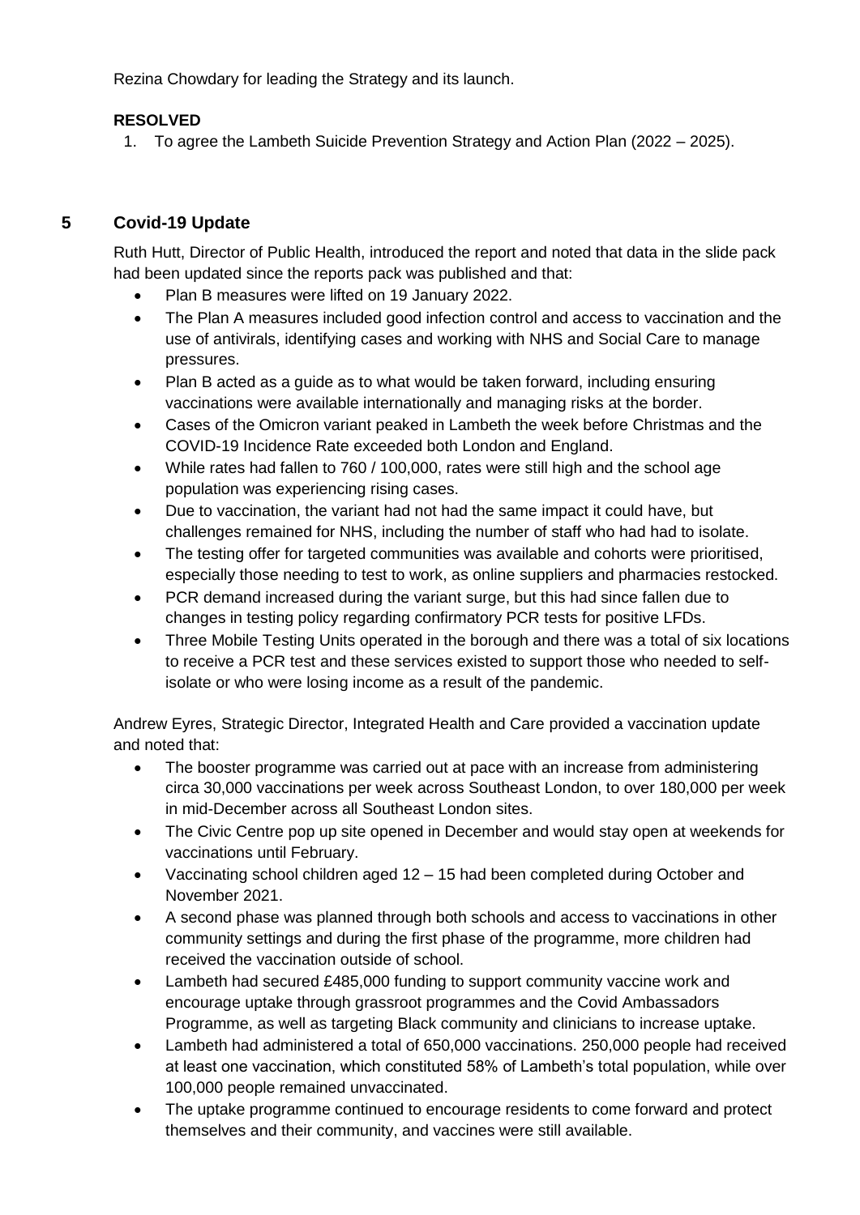Rezina Chowdary for leading the Strategy and its launch.

**RESOLVED**

1. To agree the Lambeth Suicide Prevention Strategy and Action Plan (2022 – 2025).

## 5 Covid-19 Update

Ruth Hutt, Director of Public Health, introduced the report and noted that data in the slide pack had been updated since the reports pack was published and that:

- Plan B measures were lifted on 19 January 2022.
- The Plan A measures included good infection control and access to vaccination and the use of antivirals, identifying cases and working with NHS and Social Care to manage pressures.
- Plan B acted as a guide as to what would be taken forward, including ensuring vaccinations were available internationally and managing risks at the border.
- Cases of the Omicron variant peaked in Lambeth the week before Christmas and the COVID-19 Incidence Rate exceeded both London and England.
- While rates had fallen to 760 / 100,000, rates were still high and the school age population was experiencing rising cases.
- Due to vaccination, the variant had not had the same impact it could have, but challenges remained for NHS, including the number of staff who had had to isolate.
- The testing offer for targeted communities was available and cohorts were prioritised, especially those needing to test to work, as online suppliers and pharmacies restocked.
- PCR demand increased during the variant surge, but this had since fallen due to changes in testing policy regarding confirmatory PCR tests for positive LFDs.
- Three Mobile Testing Units operated in the borough and there was a total of six locations to receive a PCR test and these services existed to support those who needed to self-isolate or who were losing income as a result of the pandemic.

Andrew Eyres, Strategic Director, Integrated Health and Care provided a vaccination update and noted that:

- The booster programme was carried out at pace with an increase from administering circa 30,000 vaccinations per week across Southeast London, to over 180,000 per week in mid-December across all Southeast London sites.
- The Civic Centre pop up site opened in December and would stay open at weekends for vaccinations until February.
- Vaccinating school children aged 12 – 15 had been completed during October and November 2021.
- A second phase was planned through both schools and access to vaccinations in other community settings and during the first phase of the programme, more children had received the vaccination outside of school.
- Lambeth had secured £485,000 funding to support community vaccine work and encourage uptake through grassroot programmes and the Covid Ambassadors Programme, as well as targeting Black community and clinicians to increase uptake.
- Lambeth had administered a total of 650,000 vaccinations. 250,000 people had received at least one vaccination, which constituted 58% of Lambeth's total population, while over 100,000 people remained unvaccinated.
- The uptake programme continued to encourage residents to come forward and protect themselves and their community, and vaccines were still available.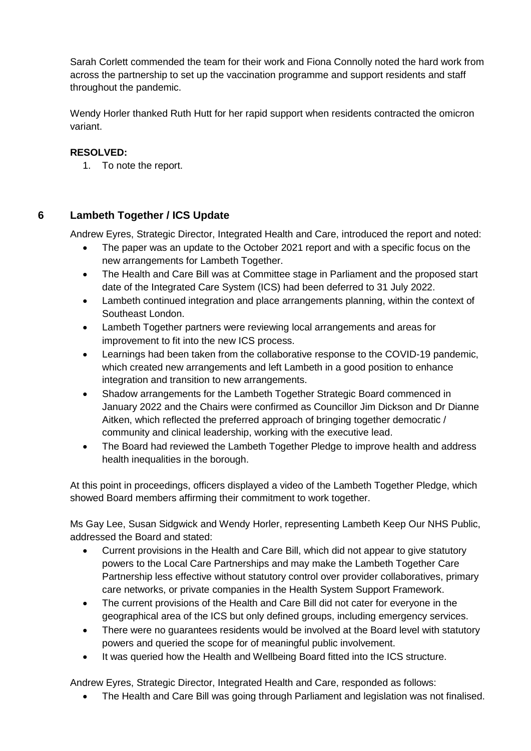Sarah Corlett commended the team for their work and Fiona Connolly noted the hard work from across the partnership to set up the vaccination programme and support residents and staff throughout the pandemic.

Wendy Horler thanked Ruth Hutt for her rapid support when residents contracted the omicron variant.

**RESOLVED:**

1. To note the report.

## 6 Lambeth Together / ICS Update

Andrew Eyres, Strategic Director, Integrated Health and Care, introduced the report and noted:

- The paper was an update to the October 2021 report and with a specific focus on the new arrangements for Lambeth Together.
- The Health and Care Bill was at Committee stage in Parliament and the proposed start date of the Integrated Care System (ICS) had been deferred to 31 July 2022.
- Lambeth continued integration and place arrangements planning, within the context of Southeast London.
- Lambeth Together partners were reviewing local arrangements and areas for improvement to fit into the new ICS process.
- Learnings had been taken from the collaborative response to the COVID-19 pandemic, which created new arrangements and left Lambeth in a good position to enhance integration and transition to new arrangements.
- Shadow arrangements for the Lambeth Together Strategic Board commenced in January 2022 and the Chairs were confirmed as Councillor Jim Dickson and Dr Dianne Aitken, which reflected the preferred approach of bringing together democratic / community and clinical leadership, working with the executive lead.
- The Board had reviewed the Lambeth Together Pledge to improve health and address health inequalities in the borough.

At this point in proceedings, officers displayed a video of the Lambeth Together Pledge, which showed Board members affirming their commitment to work together.

Ms Gay Lee, Susan Sidgwick and Wendy Horler, representing Lambeth Keep Our NHS Public, addressed the Board and stated:

- Current provisions in the Health and Care Bill, which did not appear to give statutory powers to the Local Care Partnerships and may make the Lambeth Together Care Partnership less effective without statutory control over provider collaboratives, primary care networks, or private companies in the Health System Support Framework.
- The current provisions of the Health and Care Bill did not cater for everyone in the geographical area of the ICS but only defined groups, including emergency services.
- There were no guarantees residents would be involved at the Board level with statutory powers and queried the scope for of meaningful public involvement.
- It was queried how the Health and Wellbeing Board fitted into the ICS structure.

Andrew Eyres, Strategic Director, Integrated Health and Care, responded as follows:

- The Health and Care Bill was going through Parliament and legislation was not finalised.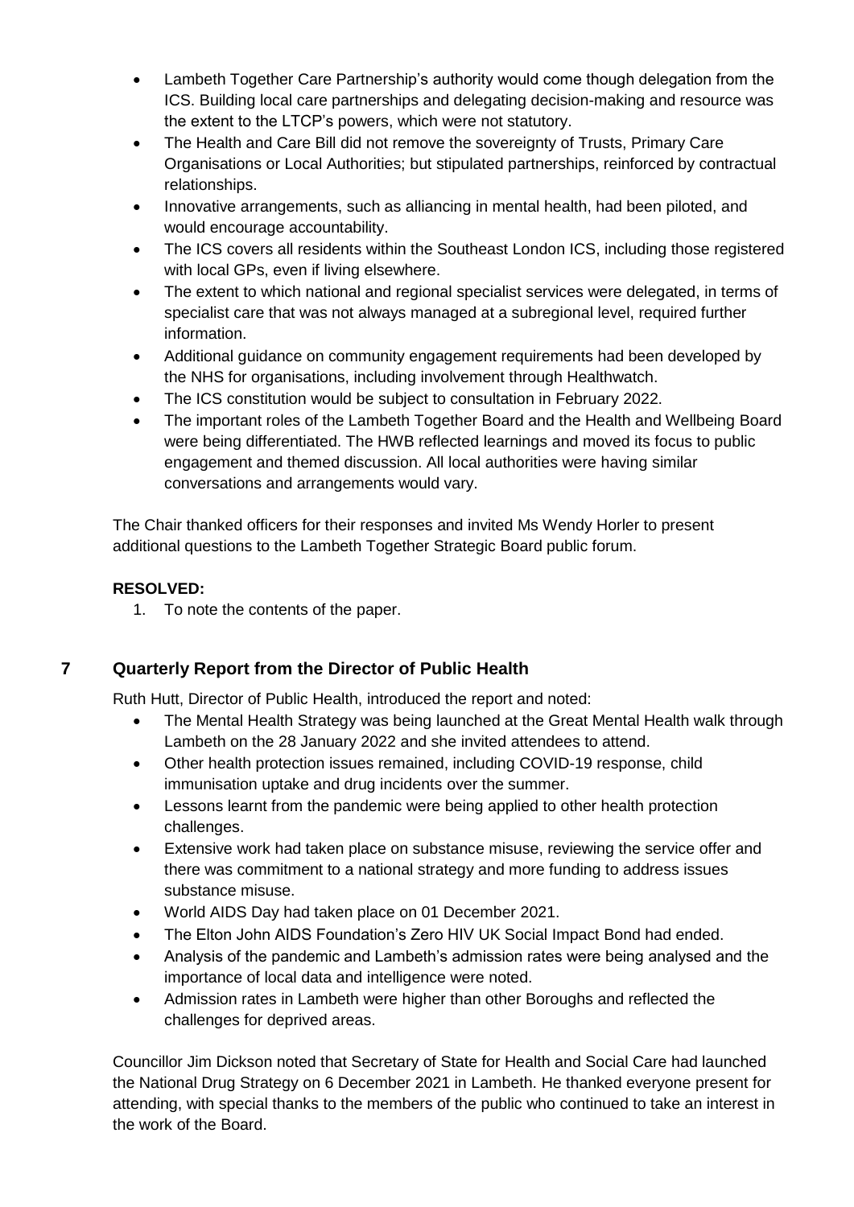- Lambeth Together Care Partnership's authority would come though delegation from the ICS. Building local care partnerships and delegating decision-making and resource was the extent to the LTCP's powers, which were not statutory.
- The Health and Care Bill did not remove the sovereignty of Trusts, Primary Care Organisations or Local Authorities; but stipulated partnerships, reinforced by contractual relationships.
- Innovative arrangements, such as alliancing in mental health, had been piloted, and would encourage accountability.
- The ICS covers all residents within the Southeast London ICS, including those registered with local GPs, even if living elsewhere.
- The extent to which national and regional specialist services were delegated, in terms of specialist care that was not always managed at a subregional level, required further information.
- Additional guidance on community engagement requirements had been developed by the NHS for organisations, including involvement through Healthwatch.
- The ICS constitution would be subject to consultation in February 2022.
- The important roles of the Lambeth Together Board and the Health and Wellbeing Board were being differentiated. The HWB reflected learnings and moved its focus to public engagement and themed discussion. All local authorities were having similar conversations and arrangements would vary.

The Chair thanked officers for their responses and invited Ms Wendy Horler to present additional questions to the Lambeth Together Strategic Board public forum.

**RESOLVED:**

1. To note the contents of the paper.

## 7 Quarterly Report from the Director of Public Health

Ruth Hutt, Director of Public Health, introduced the report and noted:

- The Mental Health Strategy was being launched at the Great Mental Health walk through Lambeth on the 28 January 2022 and she invited attendees to attend.
- Other health protection issues remained, including COVID-19 response, child immunisation uptake and drug incidents over the summer.
- Lessons learnt from the pandemic were being applied to other health protection challenges.
- Extensive work had taken place on substance misuse, reviewing the service offer and there was commitment to a national strategy and more funding to address issues substance misuse.
- World AIDS Day had taken place on 01 December 2021.
- The Elton John AIDS Foundation's Zero HIV UK Social Impact Bond had ended.
- Analysis of the pandemic and Lambeth's admission rates were being analysed and the importance of local data and intelligence were noted.
- Admission rates in Lambeth were higher than other Boroughs and reflected the challenges for deprived areas.

Councillor Jim Dickson noted that Secretary of State for Health and Social Care had launched the National Drug Strategy on 6 December 2021 in Lambeth. He thanked everyone present for attending, with special thanks to the members of the public who continued to take an interest in the work of the Board.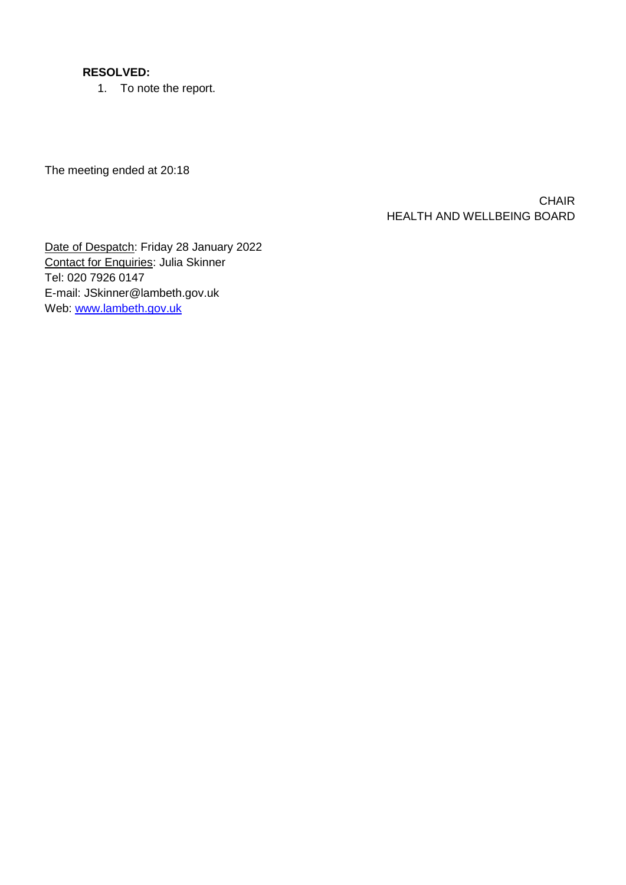**RESOLVED:**

1. To note the report.

The meeting ended at 20:18

CHAIR
HEALTH AND WELLBEING BOARD

Date of Despatch: Friday 28 January 2022
Contact for Enquiries: Julia Skinner
Tel: 020 7926 0147
E-mail: JSkinner@lambeth.gov.uk
Web: [www.lambeth.gov.uk](http://www.lambeth.gov.uk)